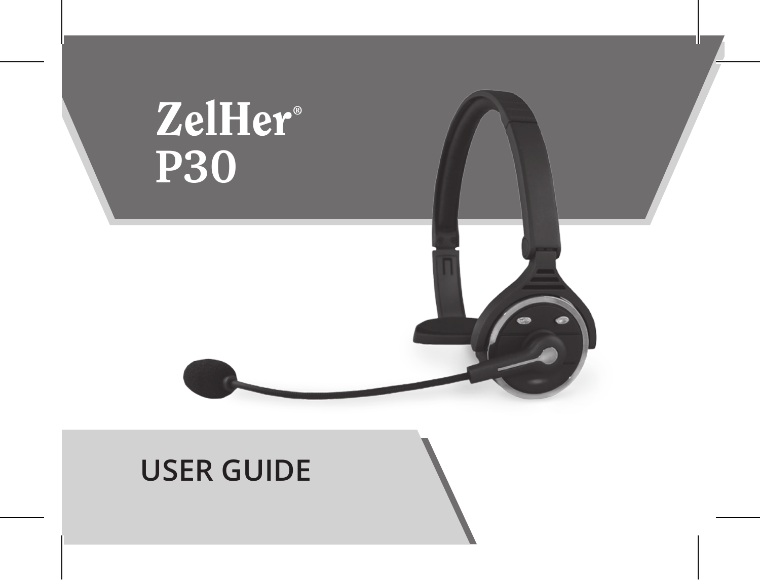# ZelHer®
# P30

## USER GUIDE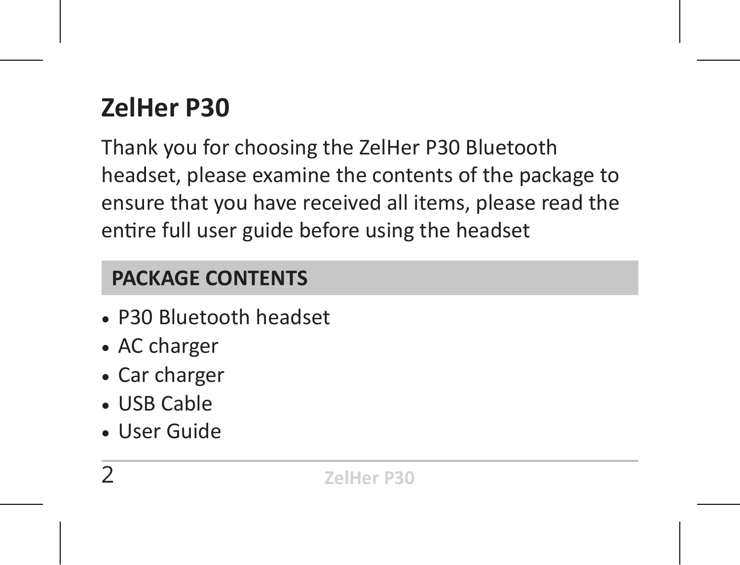# ZelHer P30

Thank you for choosing the ZelHer P30 Bluetooth headset, please examine the contents of the package to ensure that you have received all items, please read the entire full user guide before using the headset

## PACKAGE CONTENTS

- P30 Bluetooth headset
- AC charger
- Car charger
- USB Cable
- User Guide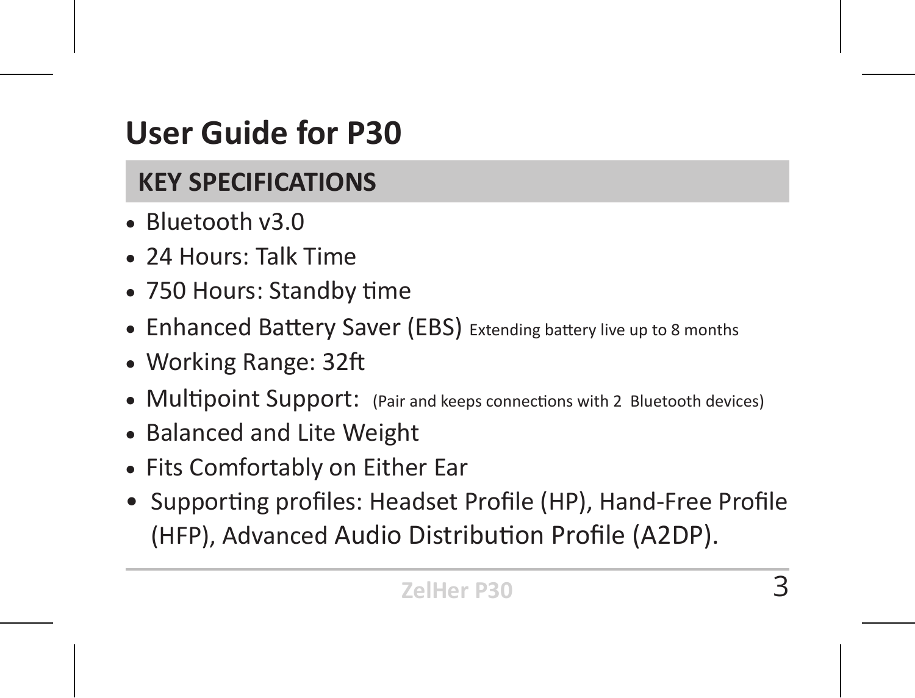# User Guide for P30

## KEY SPECIFICATIONS

- Bluetooth v3.0
- 24 Hours: Talk Time
- 750 Hours: Standby time
- Enhanced Battery Saver (EBS) Extending battery live up to 8 months
- Working Range: 32ft
- Multipoint Support: (Pair and keeps connections with 2 Bluetooth devices)
- Balanced and Lite Weight
- Fits Comfortably on Either Ear
- Supporting profiles: Headset Profile (HP), Hand-Free Profile (HFP), Advanced Audio Distribution Profile (A2DP).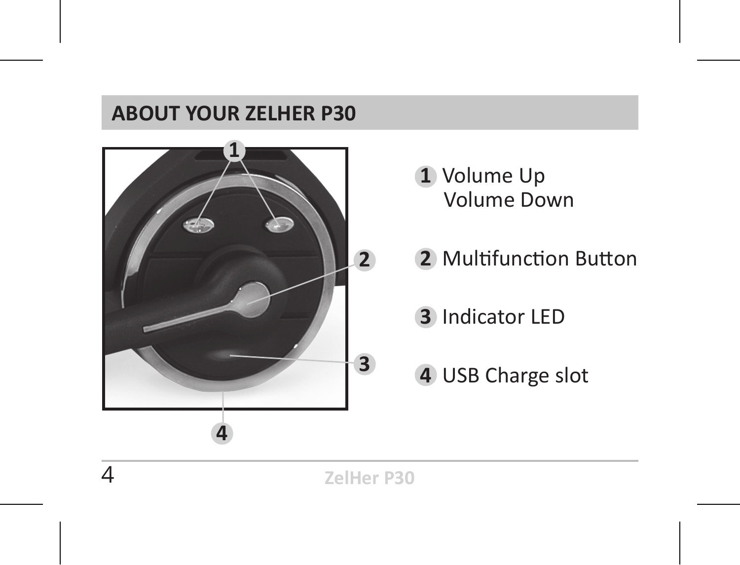## ABOUT YOUR ZELHER P30

1. Volume Up
   Volume Down
2. Multifunction Button
3. Indicator LED
4. USB Charge slot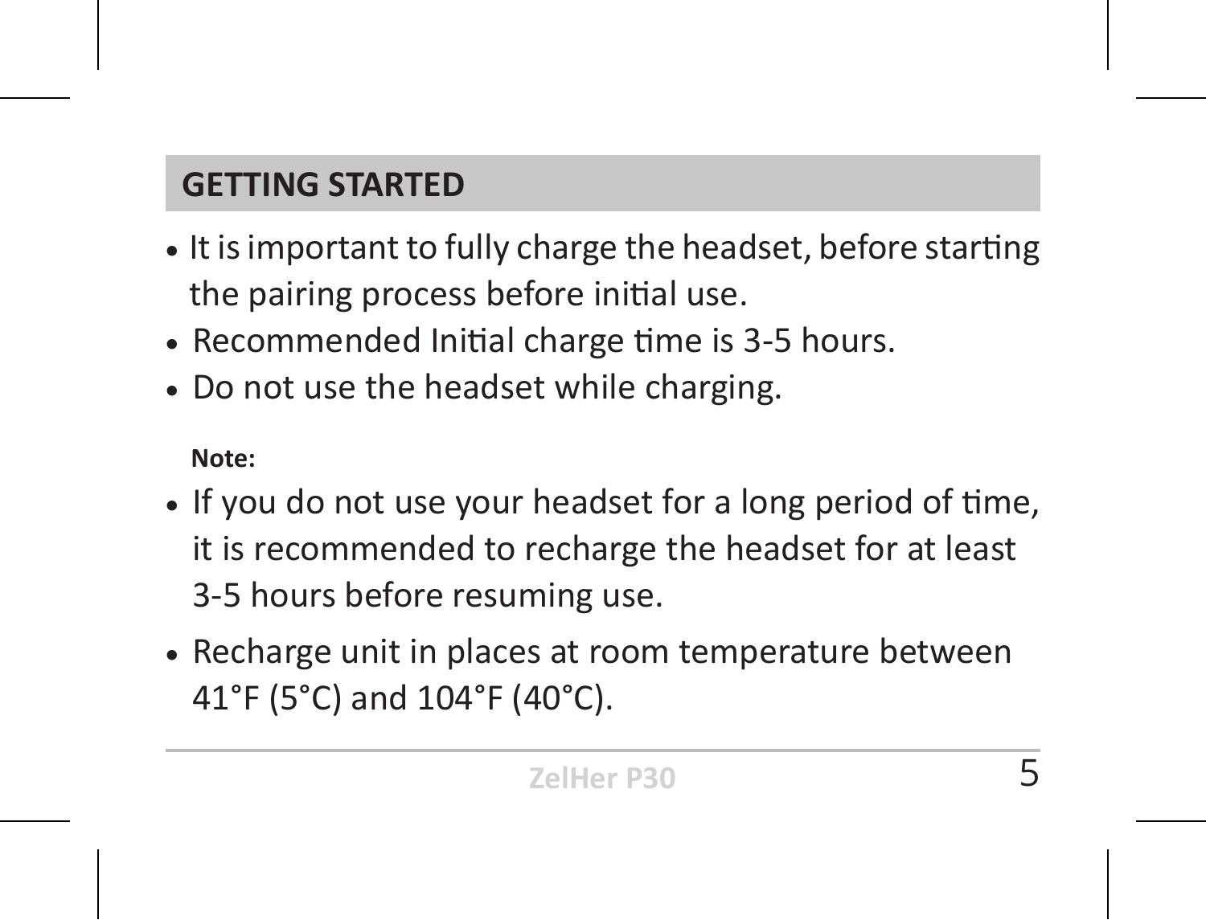## GETTING STARTED

- It is important to fully charge the headset, before starting the pairing process before initial use.
- Recommended Initial charge time is 3-5 hours.
- Do not use the headset while charging.

**Note:**

- If you do not use your headset for a long period of time, it is recommended to recharge the headset for at least 3-5 hours before resuming use.
- Recharge unit in places at room temperature between 41°F (5°C) and 104°F (40°C).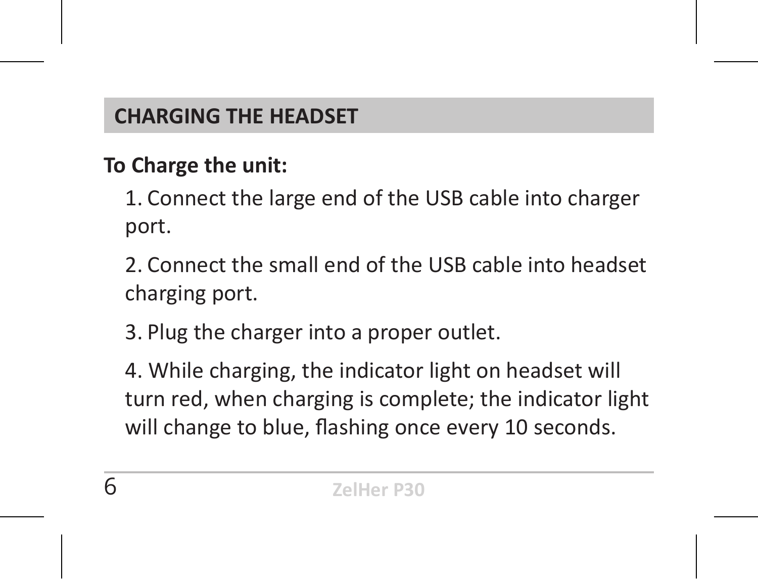## CHARGING THE HEADSET

**To Charge the unit:**

1. Connect the large end of the USB cable into charger port.

2. Connect the small end of the USB cable into headset charging port.

3. Plug the charger into a proper outlet.

4. While charging, the indicator light on headset will turn red, when charging is complete; the indicator light will change to blue, flashing once every 10 seconds.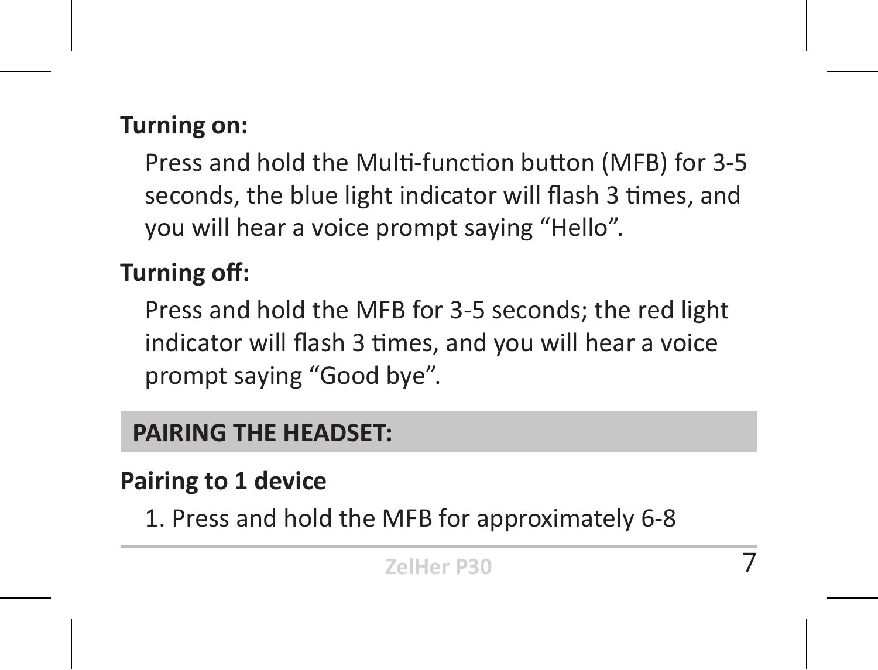**Turning on:**

Press and hold the Multi-function button (MFB) for 3-5 seconds, the blue light indicator will flash 3 times, and you will hear a voice prompt saying “Hello”.

**Turning off:**

Press and hold the MFB for 3-5 seconds; the red light indicator will flash 3 times, and you will hear a voice prompt saying “Good bye”.

## PAIRING THE HEADSET:

**Pairing to 1 device**

1. Press and hold the MFB for approximately 6-8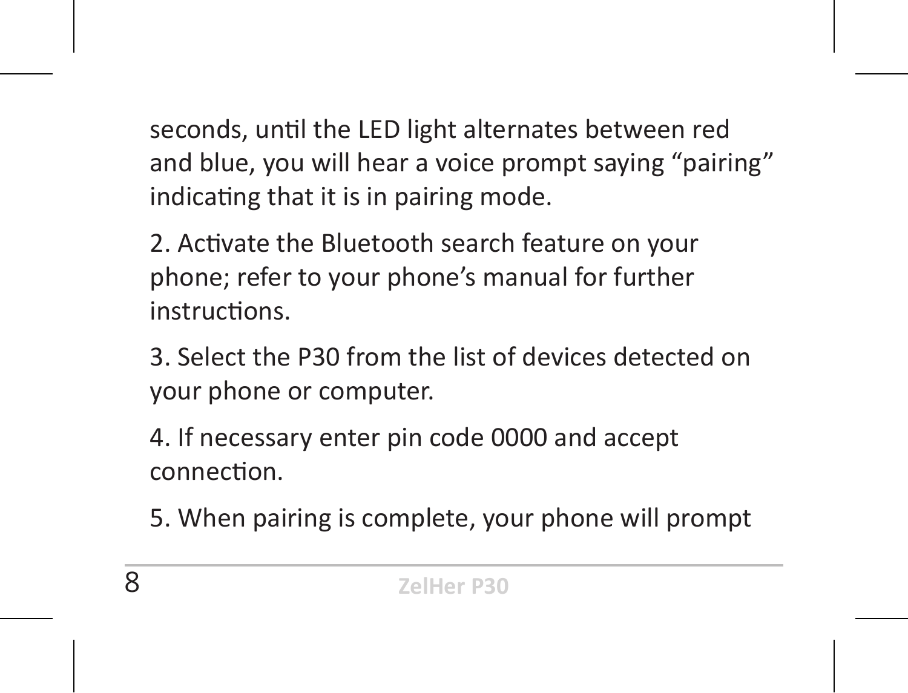seconds, until the LED light alternates between red and blue, you will hear a voice prompt saying “pairing” indicating that it is in pairing mode.

2. Activate the Bluetooth search feature on your phone; refer to your phone’s manual for further instructions.

3. Select the P30 from the list of devices detected on your phone or computer.

4. If necessary enter pin code 0000 and accept connection.

5. When pairing is complete, your phone will prompt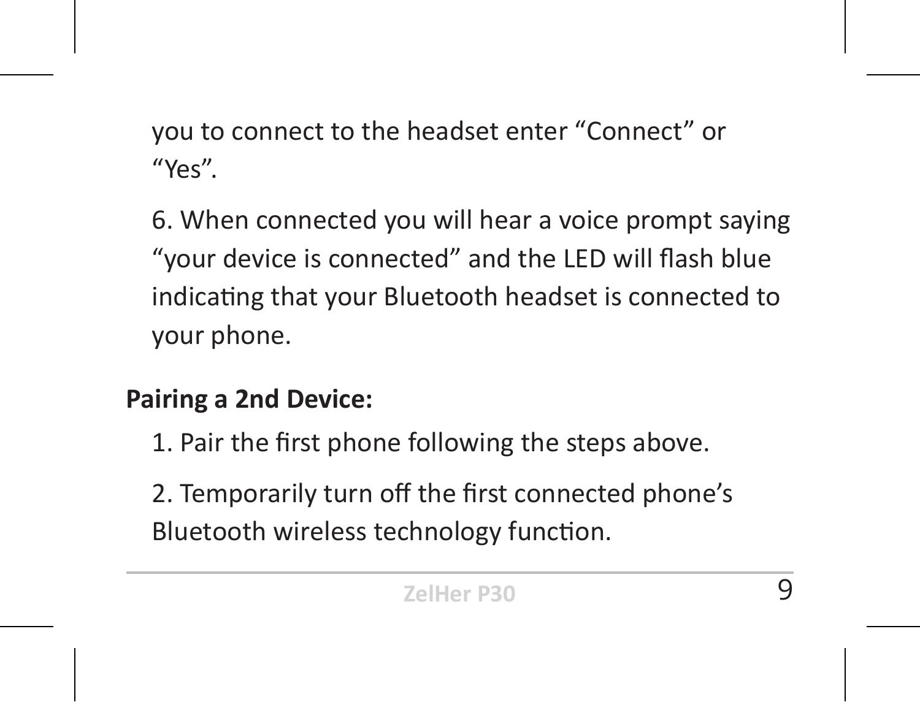you to connect to the headset enter “Connect” or “Yes”.

6. When connected you will hear a voice prompt saying “your device is connected” and the LED will flash blue indicating that your Bluetooth headset is connected to your phone.

**Pairing a 2nd Device:**

1. Pair the first phone following the steps above.

2. Temporarily turn off the first connected phone’s Bluetooth wireless technology function.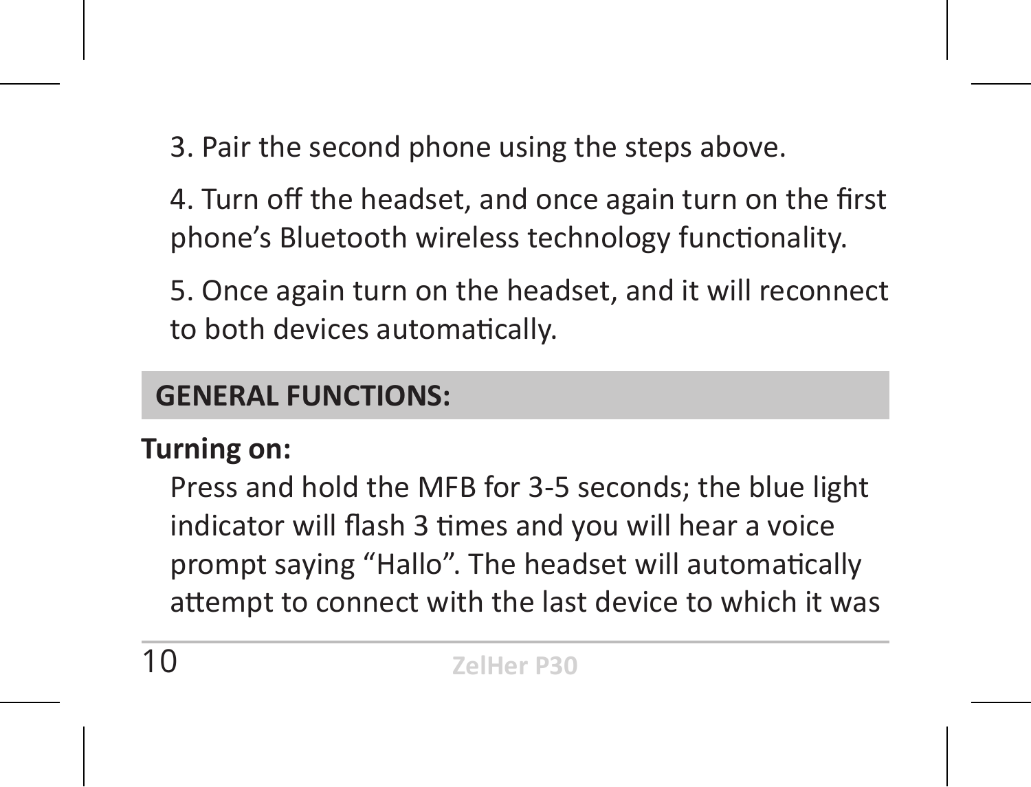3. Pair the second phone using the steps above.

4. Turn off the headset, and once again turn on the first phone's Bluetooth wireless technology functionality.

5. Once again turn on the headset, and it will reconnect to both devices automatically.

## GENERAL FUNCTIONS:

**Turning on:**

Press and hold the MFB for 3-5 seconds; the blue light indicator will flash 3 times and you will hear a voice prompt saying "Hallo". The headset will automatically attempt to connect with the last device to which it was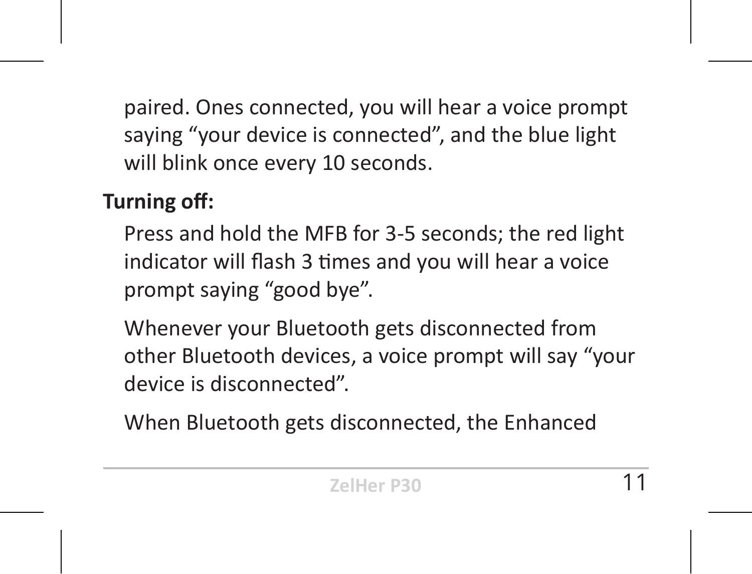paired. Ones connected, you will hear a voice prompt saying “your device is connected”, and the blue light will blink once every 10 seconds.

**Turning off:**

Press and hold the MFB for 3-5 seconds; the red light indicator will flash 3 times and you will hear a voice prompt saying “good bye”.

Whenever your Bluetooth gets disconnected from other Bluetooth devices, a voice prompt will say “your device is disconnected”.

When Bluetooth gets disconnected, the Enhanced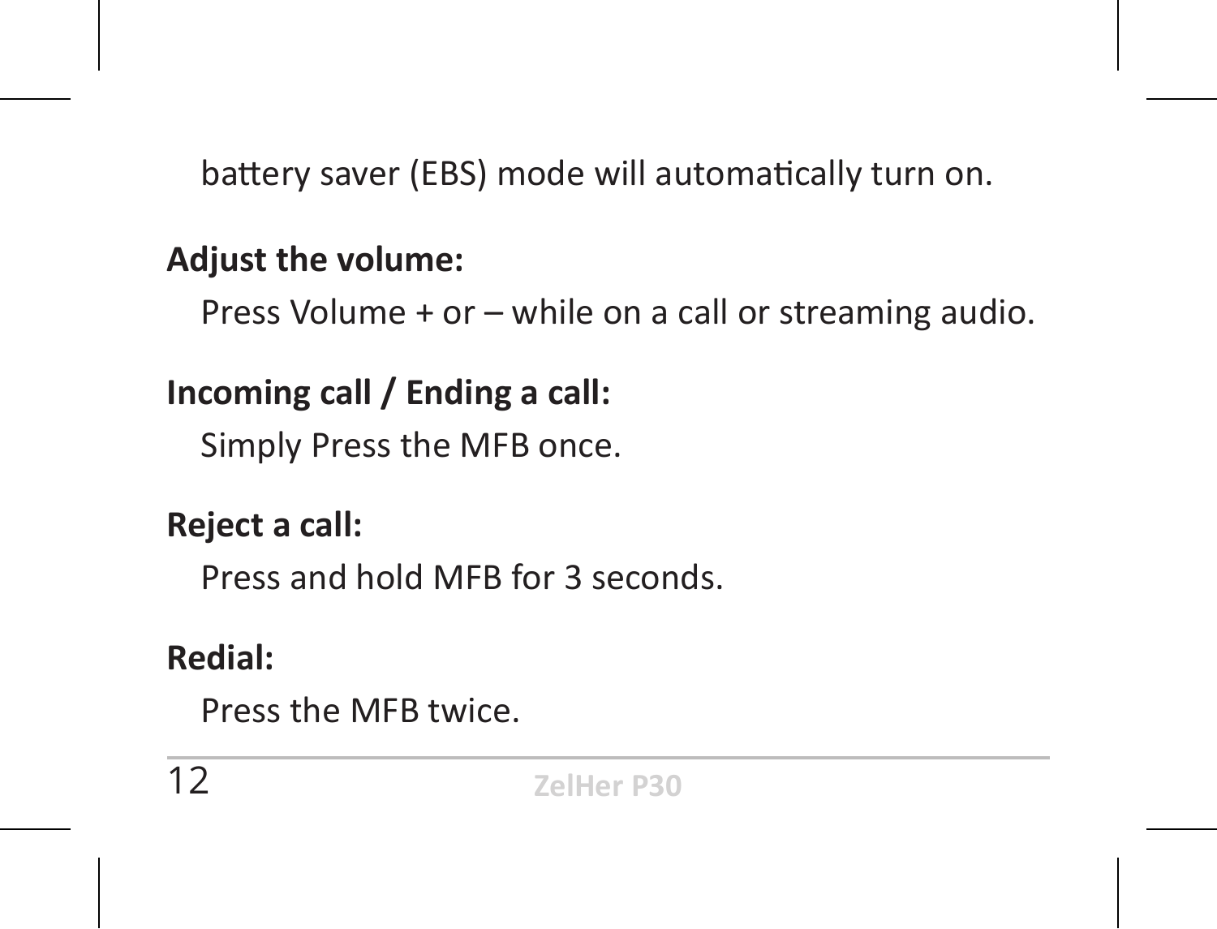battery saver (EBS) mode will automatically turn on.

**Adjust the volume:**

Press Volume + or – while on a call or streaming audio.

**Incoming call / Ending a call:**

Simply Press the MFB once.

**Reject a call:**

Press and hold MFB for 3 seconds.

**Redial:**

Press the MFB twice.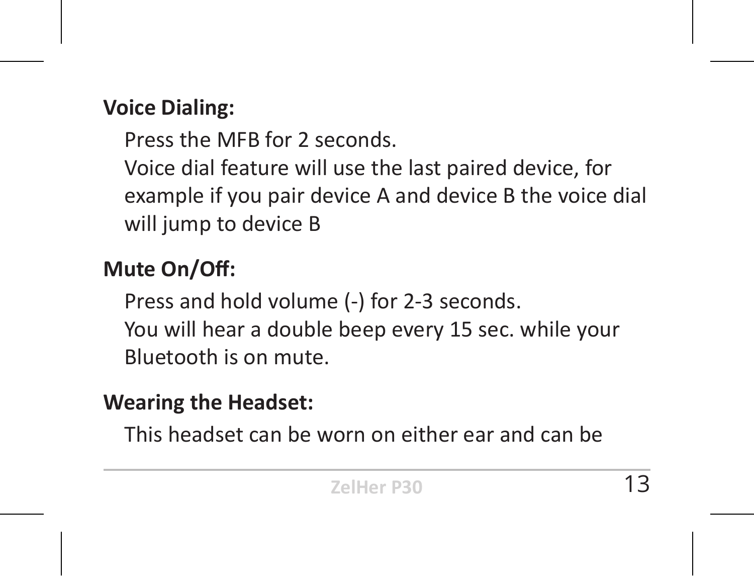**Voice Dialing:**

Press the MFB for 2 seconds.
Voice dial feature will use the last paired device, for example if you pair device A and device B the voice dial will jump to device B

**Mute On/Off:**

Press and hold volume (-) for 2-3 seconds.
You will hear a double beep every 15 sec. while your Bluetooth is on mute.

**Wearing the Headset:**

This headset can be worn on either ear and can be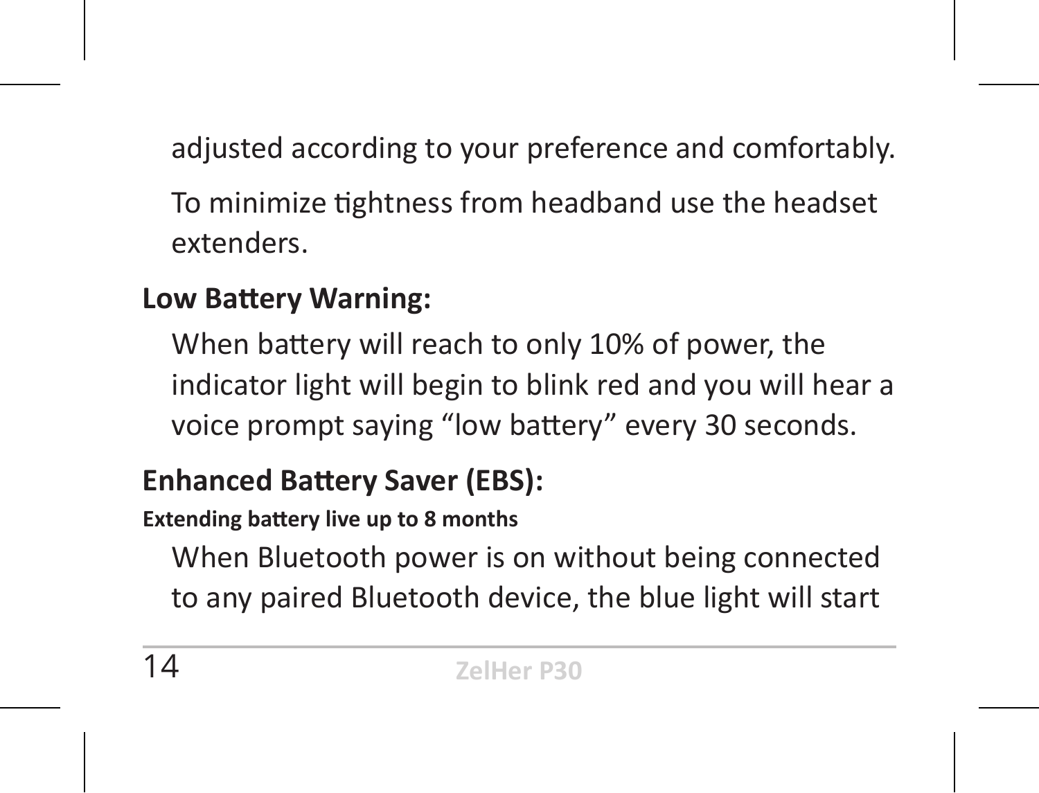adjusted according to your preference and comfortably.

To minimize tightness from headband use the headset extenders.

**Low Battery Warning:**

When battery will reach to only 10% of power, the indicator light will begin to blink red and you will hear a voice prompt saying “low battery” every 30 seconds.

**Enhanced Battery Saver (EBS):**

**Extending battery live up to 8 months**

When Bluetooth power is on without being connected to any paired Bluetooth device, the blue light will start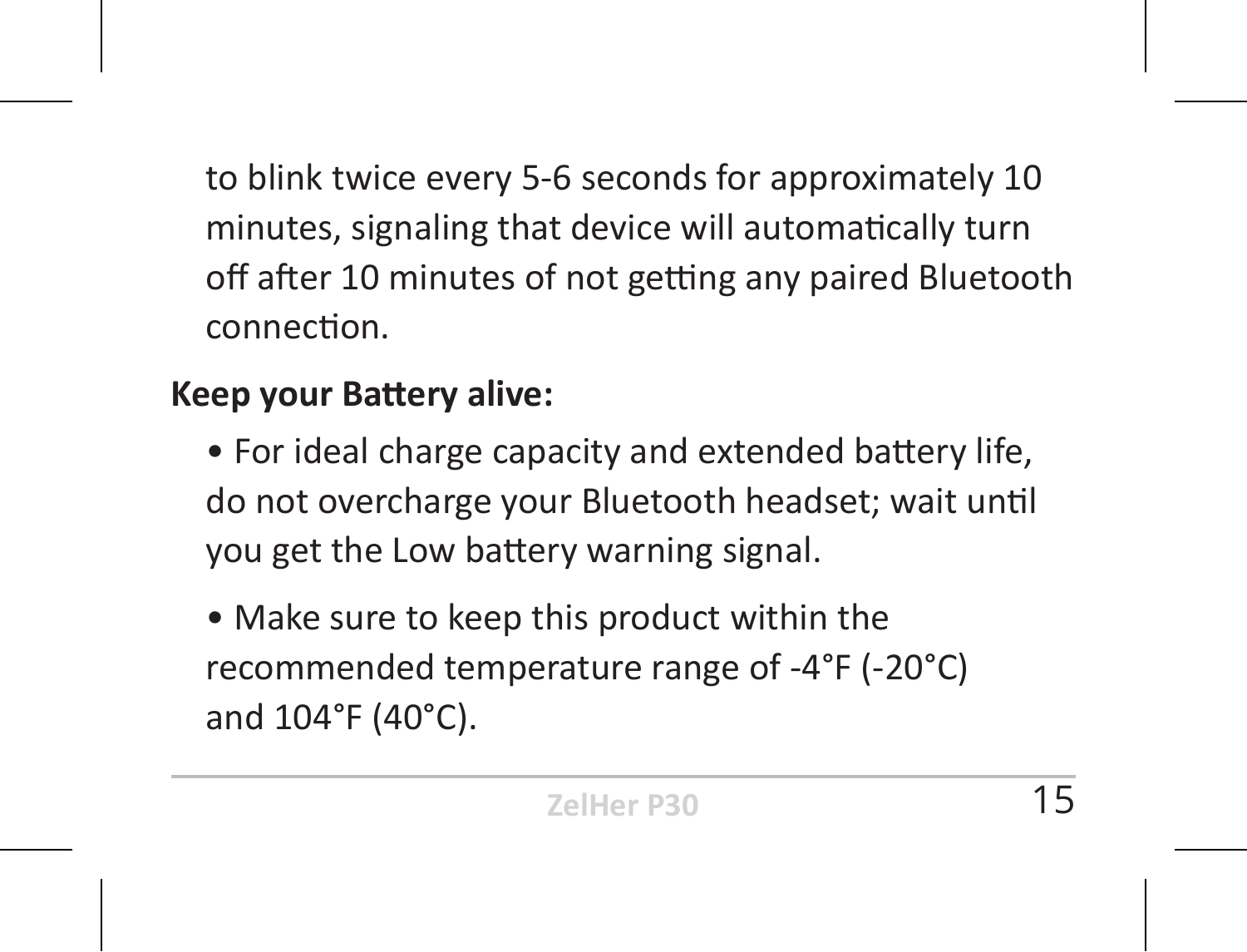to blink twice every 5-6 seconds for approximately 10 minutes, signaling that device will automatically turn off after 10 minutes of not getting any paired Bluetooth connection.

**Keep your Battery alive:**

- For ideal charge capacity and extended battery life, do not overcharge your Bluetooth headset; wait until you get the Low battery warning signal.

- Make sure to keep this product within the recommended temperature range of -4°F (-20°C) and 104°F (40°C).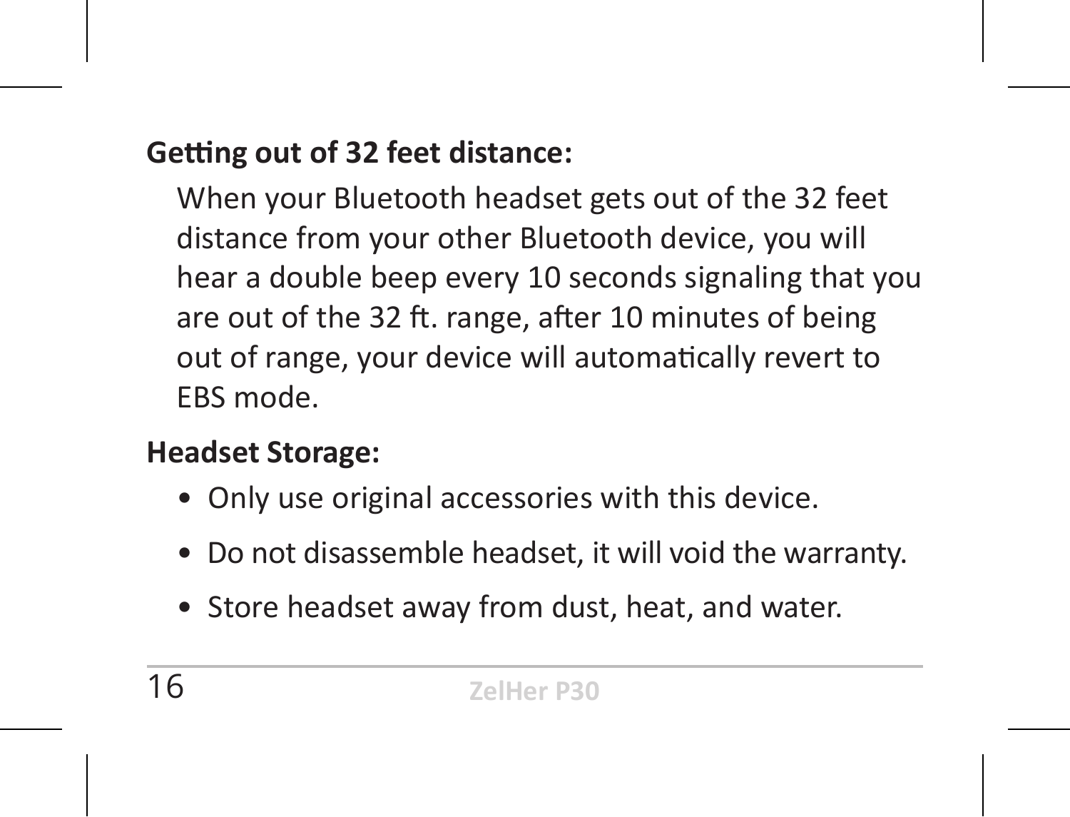**Getting out of 32 feet distance:**

When your Bluetooth headset gets out of the 32 feet distance from your other Bluetooth device, you will hear a double beep every 10 seconds signaling that you are out of the 32 ft. range, after 10 minutes of being out of range, your device will automatically revert to EBS mode.

**Headset Storage:**

- Only use original accessories with this device.
- Do not disassemble headset, it will void the warranty.
- Store headset away from dust, heat, and water.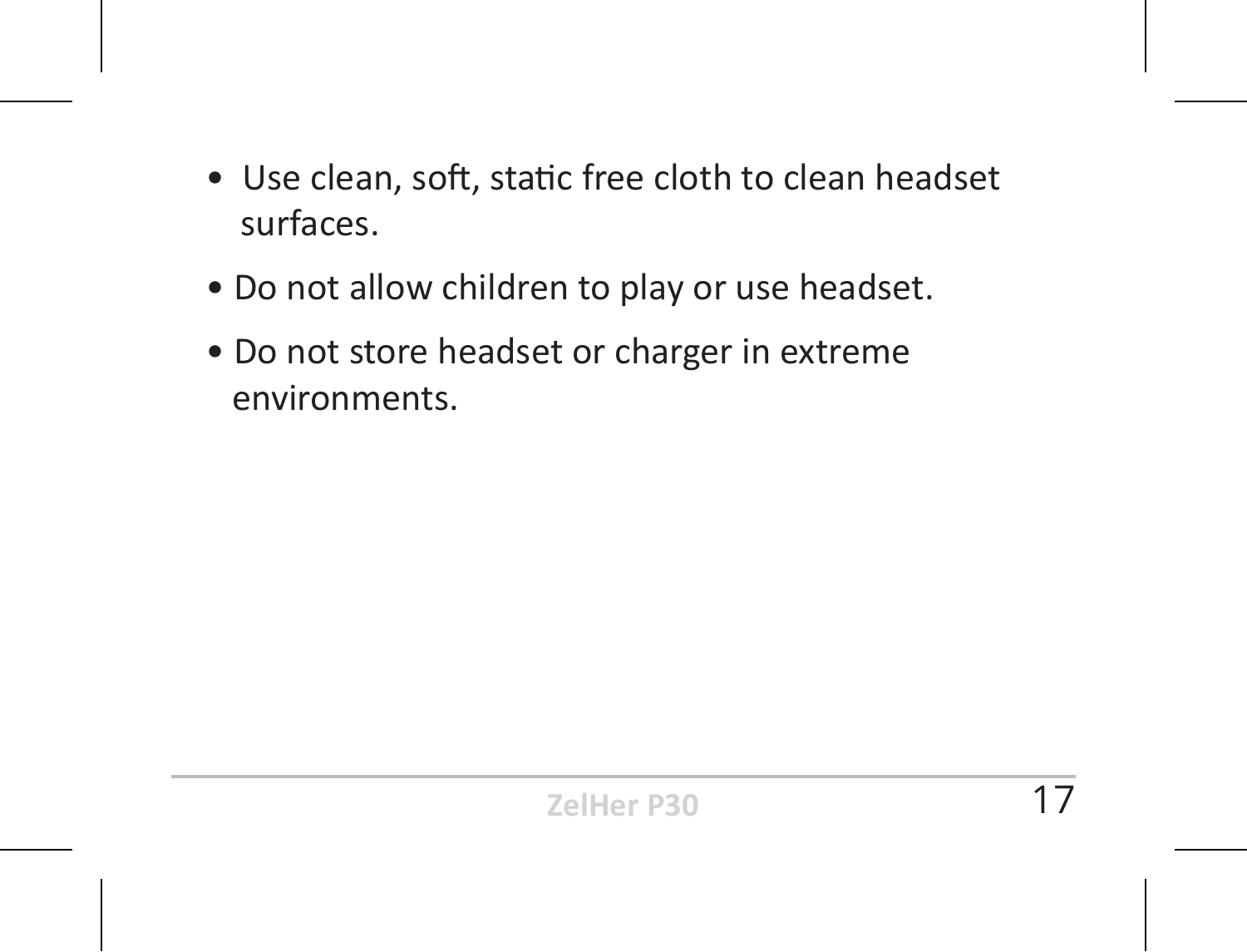- Use clean, soft, static free cloth to clean headset surfaces.
- Do not allow children to play or use headset.
- Do not store headset or charger in extreme environments.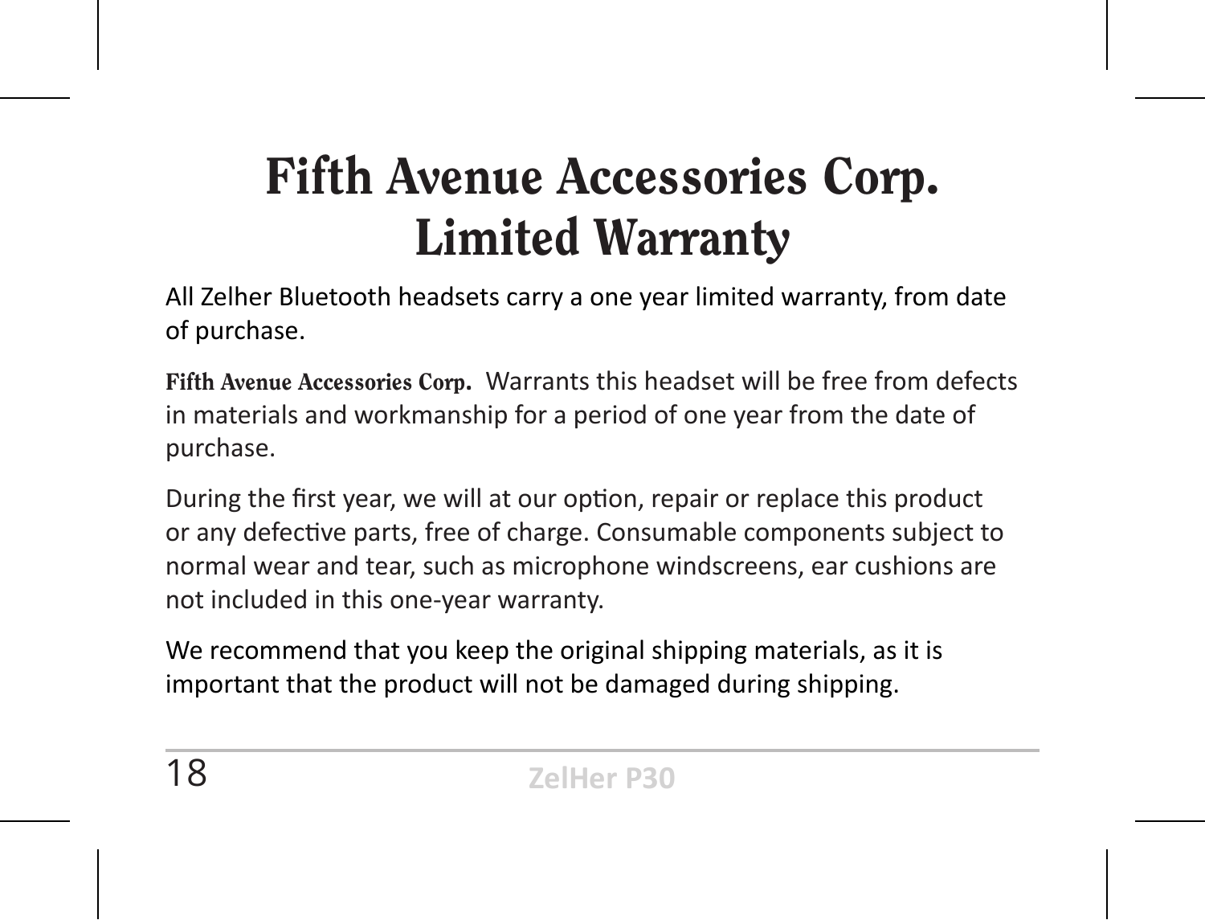# Fifth Avenue Accessories Corp.
# Limited Warranty

All Zelher Bluetooth headsets carry a one year limited warranty, from date of purchase.

**Fifth Avenue Accessories Corp.** Warrants this headset will be free from defects in materials and workmanship for a period of one year from the date of purchase.

During the first year, we will at our option, repair or replace this product or any defective parts, free of charge. Consumable components subject to normal wear and tear, such as microphone windscreens, ear cushions are not included in this one-year warranty.

We recommend that you keep the original shipping materials, as it is important that the product will not be damaged during shipping.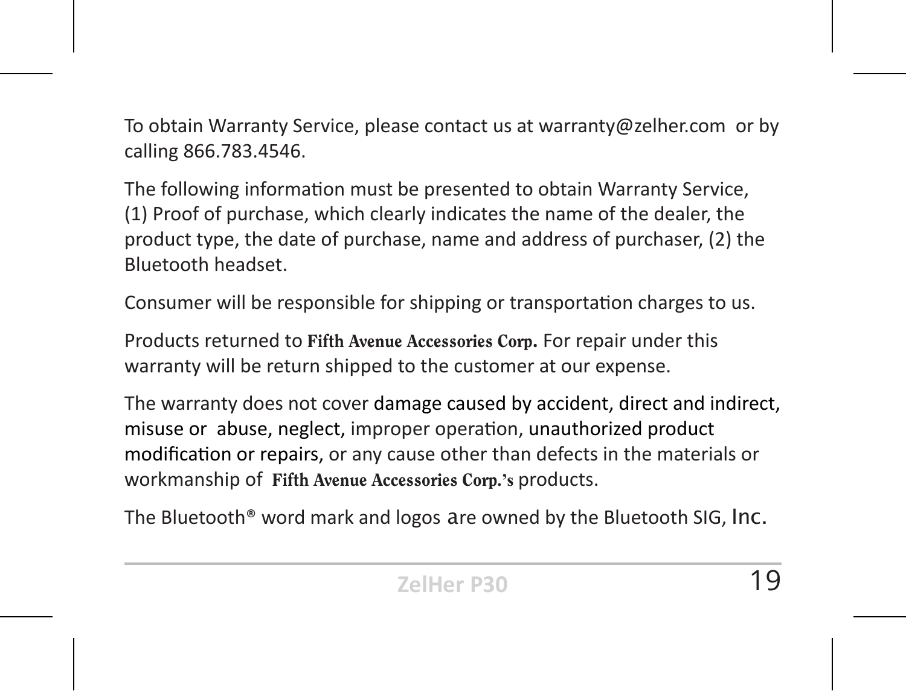To obtain Warranty Service, please contact us at warranty@zelher.com  or by calling 866.783.4546.

The following information must be presented to obtain Warranty Service, (1) Proof of purchase, which clearly indicates the name of the dealer, the product type, the date of purchase, name and address of purchaser, (2) the Bluetooth headset.

Consumer will be responsible for shipping or transportation charges to us.

Products returned to **Fifth Avenue Accessories Corp.** For repair under this warranty will be return shipped to the customer at our expense.

The warranty does not cover damage caused by accident, direct and indirect, misuse or  abuse, neglect, improper operation, unauthorized product modification or repairs, or any cause other than defects in the materials or workmanship of **Fifth Avenue Accessories Corp.'s** products.

The Bluetooth® word mark and logos are owned by the Bluetooth SIG, Inc.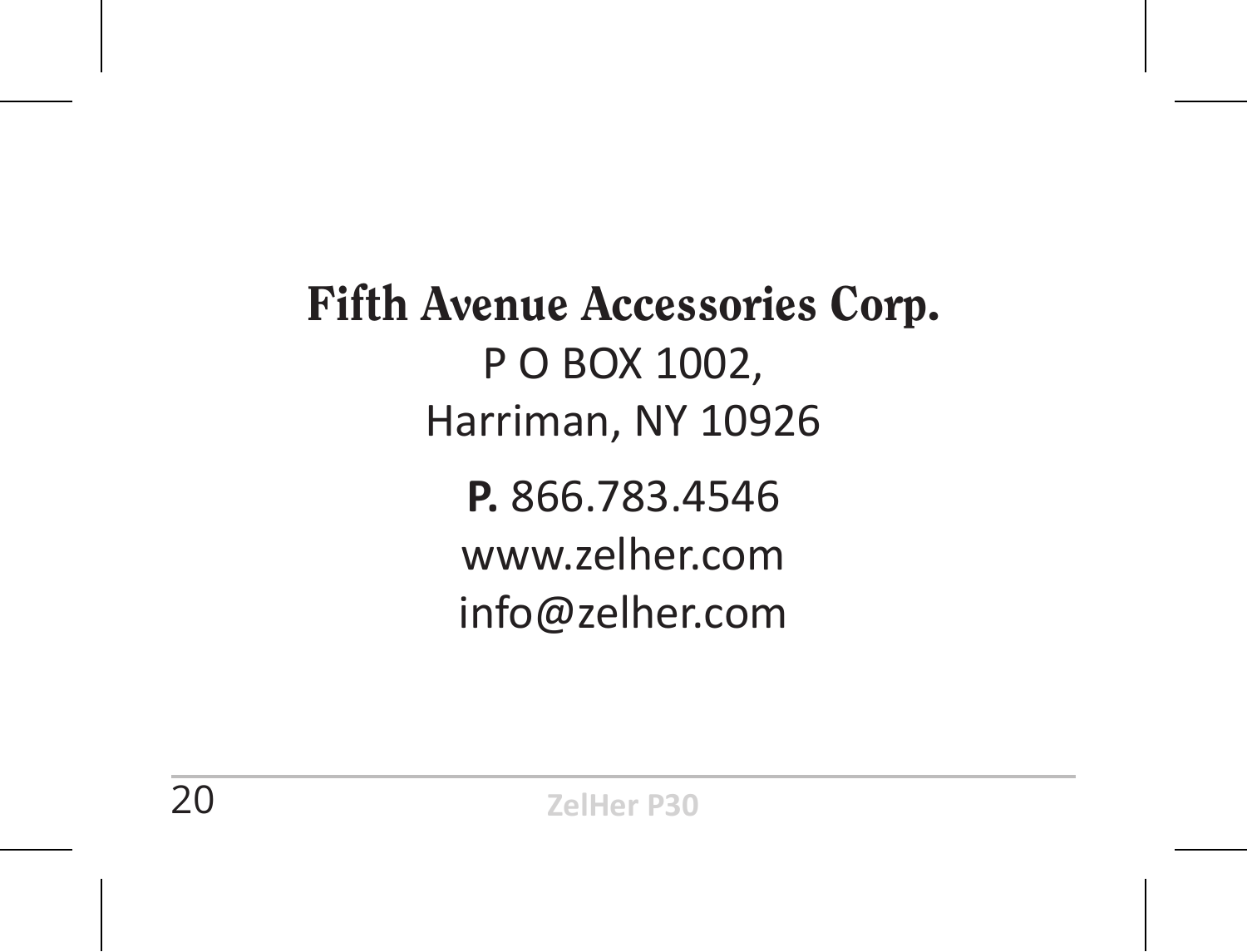**Fifth Avenue Accessories Corp.**

P O BOX 1002,

Harriman, NY 10926

**P.** 866.783.4546

www.zelher.com

info@zelher.com